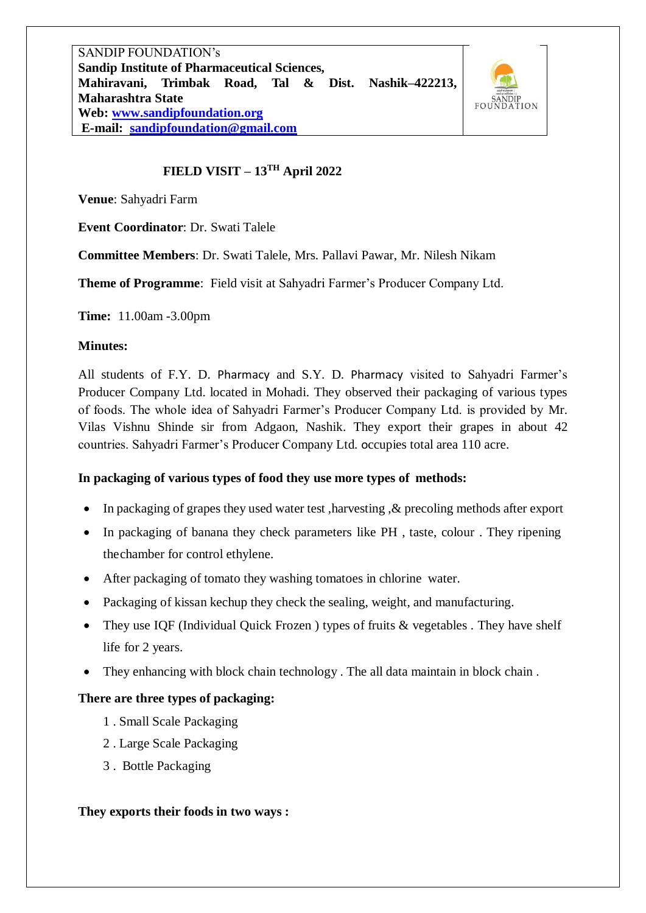SANDIP FOUNDATION's
**Sandip Institute of Pharmaceutical Sciences,**
**Mahiravani, Trimbak Road, Tal & Dist. Nashik–422213, Maharashtra State**
**Web: www.sandipfoundation.org**
**E-mail: sandipfoundation@gmail.com**

SANDIP FOUNDATION

## FIELD VISIT – 13TH April 2022

**Venue**: Sahyadri Farm

**Event Coordinator**: Dr. Swati Talele

**Committee Members**: Dr. Swati Talele, Mrs. Pallavi Pawar, Mr. Nilesh Nikam

**Theme of Programme**: Field visit at Sahyadri Farmer's Producer Company Ltd.

**Time:** 11.00am -3.00pm

**Minutes:**

All students of F.Y. D. Pharmacy and S.Y. D. Pharmacy visited to Sahyadri Farmer's Producer Company Ltd. located in Mohadi. They observed their packaging of various types of foods. The whole idea of Sahyadri Farmer's Producer Company Ltd. is provided by Mr. Vilas Vishnu Shinde sir from Adgaon, Nashik. They export their grapes in about 42 countries. Sahyadri Farmer's Producer Company Ltd. occupies total area 110 acre.

**In packaging of various types of food they use more types of methods:**

- In packaging of grapes they used water test ,harvesting ,& precoling methods after export
- In packaging of banana they check parameters like PH , taste, colour . They ripening thechamber for control ethylene.
- After packaging of tomato they washing tomatoes in chlorine water.
- Packaging of kissan kechup they check the sealing, weight, and manufacturing.
- They use IQF (Individual Quick Frozen ) types of fruits & vegetables . They have shelf life for 2 years.
- They enhancing with block chain technology . The all data maintain in block chain .

**There are three types of packaging:**

1 . Small Scale Packaging
2 . Large Scale Packaging
3 . Bottle Packaging

**They exports their foods in two ways :**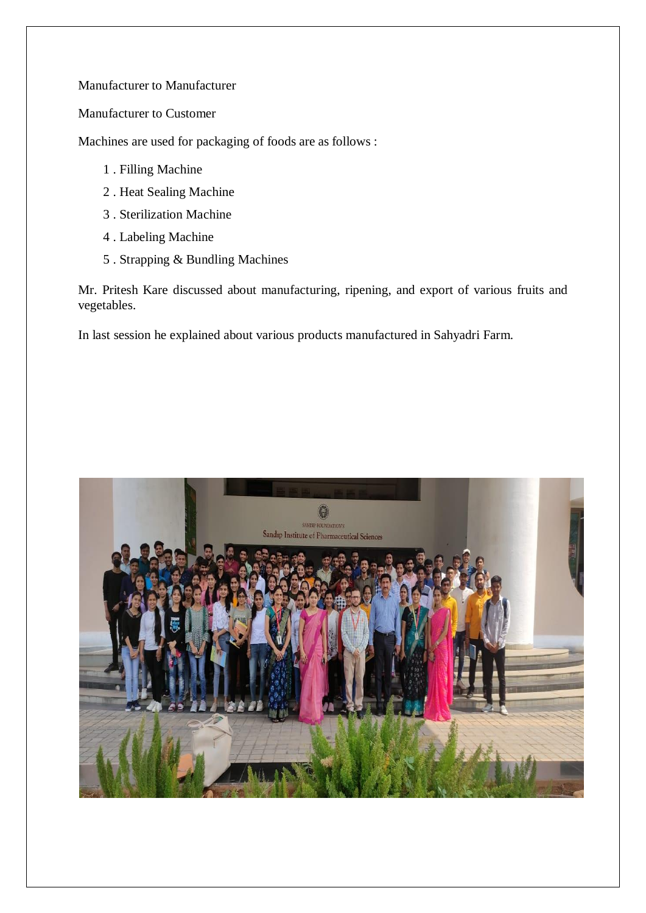Manufacturer to Manufacturer

Manufacturer to Customer

Machines are used for packaging of foods are as follows :

1. Filling Machine
2. Heat Sealing Machine
3. Sterilization Machine
4. Labeling Machine
5. Strapping & Bundling Machines

Mr. Pritesh Kare discussed about manufacturing, ripening, and export of various fruits and vegetables.

In last session he explained about various products manufactured in Sahyadri Farm.